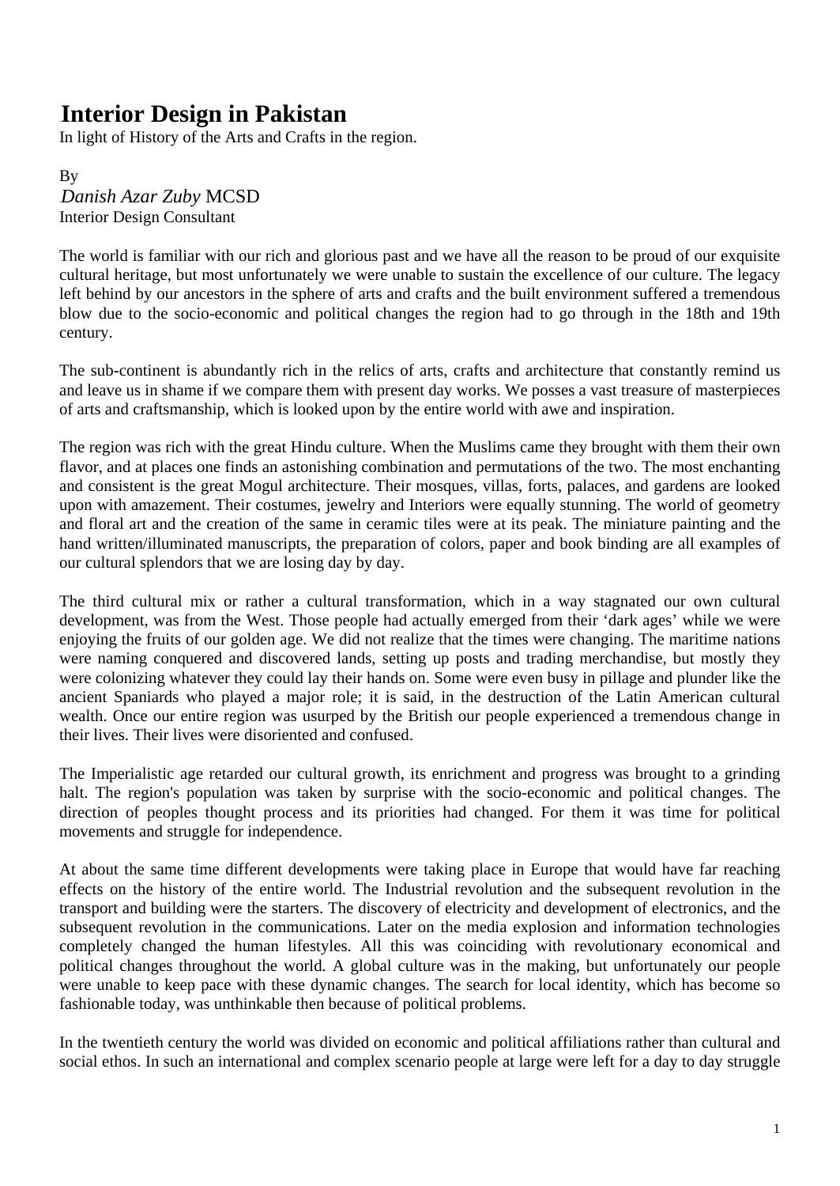# Interior Design in Pakistan

In light of History of the Arts and Crafts in the region.

By
*Danish Azar Zuby* MCSD
Interior Design Consultant

The world is familiar with our rich and glorious past and we have all the reason to be proud of our exquisite cultural heritage, but most unfortunately we were unable to sustain the excellence of our culture. The legacy left behind by our ancestors in the sphere of arts and crafts and the built environment suffered a tremendous blow due to the socio-economic and political changes the region had to go through in the 18th and 19th century.

The sub-continent is abundantly rich in the relics of arts, crafts and architecture that constantly remind us and leave us in shame if we compare them with present day works. We posses a vast treasure of masterpieces of arts and craftsmanship, which is looked upon by the entire world with awe and inspiration.

The region was rich with the great Hindu culture. When the Muslims came they brought with them their own flavor, and at places one finds an astonishing combination and permutations of the two. The most enchanting and consistent is the great Mogul architecture. Their mosques, villas, forts, palaces, and gardens are looked upon with amazement. Their costumes, jewelry and Interiors were equally stunning. The world of geometry and floral art and the creation of the same in ceramic tiles were at its peak. The miniature painting and the hand written/illuminated manuscripts, the preparation of colors, paper and book binding are all examples of our cultural splendors that we are losing day by day.

The third cultural mix or rather a cultural transformation, which in a way stagnated our own cultural development, was from the West. Those people had actually emerged from their 'dark ages' while we were enjoying the fruits of our golden age. We did not realize that the times were changing. The maritime nations were naming conquered and discovered lands, setting up posts and trading merchandise, but mostly they were colonizing whatever they could lay their hands on. Some were even busy in pillage and plunder like the ancient Spaniards who played a major role; it is said, in the destruction of the Latin American cultural wealth. Once our entire region was usurped by the British our people experienced a tremendous change in their lives. Their lives were disoriented and confused.

The Imperialistic age retarded our cultural growth, its enrichment and progress was brought to a grinding halt. The region's population was taken by surprise with the socio-economic and political changes. The direction of peoples thought process and its priorities had changed. For them it was time for political movements and struggle for independence.

At about the same time different developments were taking place in Europe that would have far reaching effects on the history of the entire world. The Industrial revolution and the subsequent revolution in the transport and building were the starters. The discovery of electricity and development of electronics, and the subsequent revolution in the communications. Later on the media explosion and information technologies completely changed the human lifestyles. All this was coinciding with revolutionary economical and political changes throughout the world. A global culture was in the making, but unfortunately our people were unable to keep pace with these dynamic changes. The search for local identity, which has become so fashionable today, was unthinkable then because of political problems.

In the twentieth century the world was divided on economic and political affiliations rather than cultural and social ethos. In such an international and complex scenario people at large were left for a day to day struggle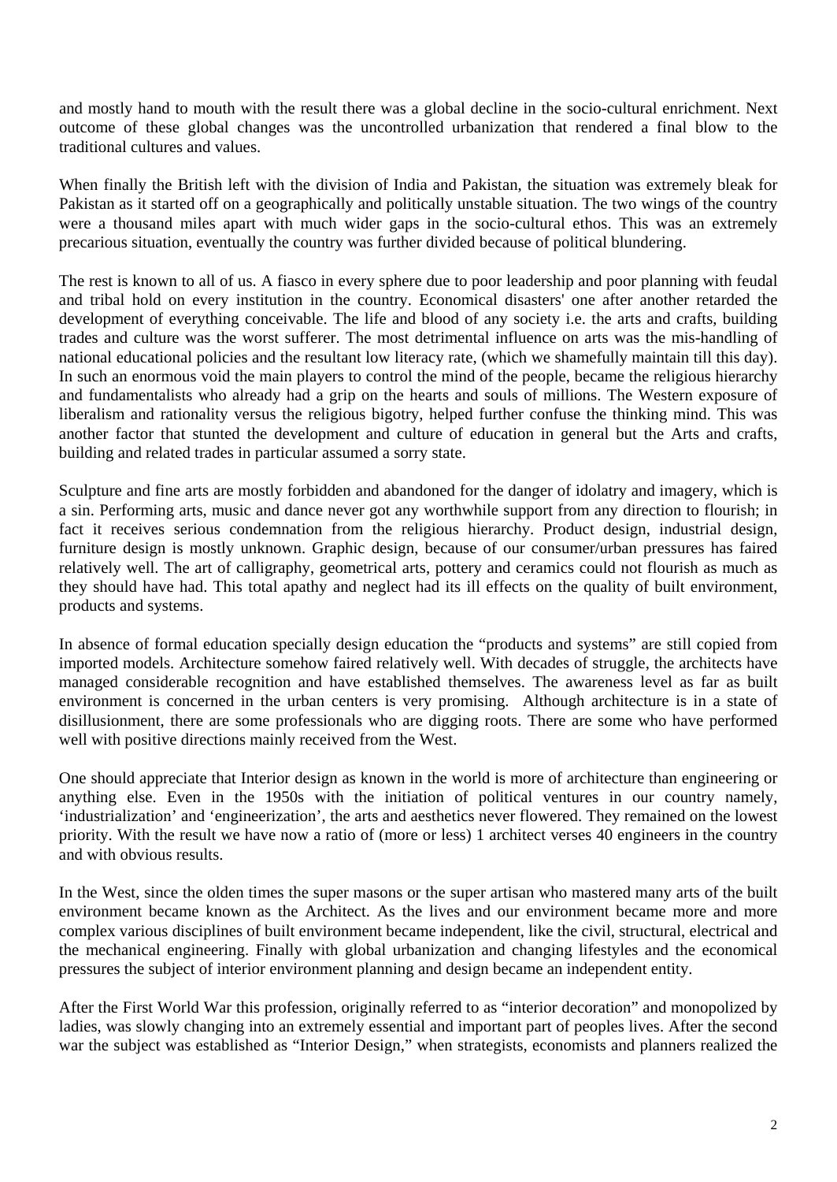and mostly hand to mouth with the result there was a global decline in the socio-cultural enrichment. Next outcome of these global changes was the uncontrolled urbanization that rendered a final blow to the traditional cultures and values.

When finally the British left with the division of India and Pakistan, the situation was extremely bleak for Pakistan as it started off on a geographically and politically unstable situation. The two wings of the country were a thousand miles apart with much wider gaps in the socio-cultural ethos. This was an extremely precarious situation, eventually the country was further divided because of political blundering.

The rest is known to all of us. A fiasco in every sphere due to poor leadership and poor planning with feudal and tribal hold on every institution in the country. Economical disasters' one after another retarded the development of everything conceivable. The life and blood of any society i.e. the arts and crafts, building trades and culture was the worst sufferer. The most detrimental influence on arts was the mis-handling of national educational policies and the resultant low literacy rate, (which we shamefully maintain till this day). In such an enormous void the main players to control the mind of the people, became the religious hierarchy and fundamentalists who already had a grip on the hearts and souls of millions. The Western exposure of liberalism and rationality versus the religious bigotry, helped further confuse the thinking mind. This was another factor that stunted the development and culture of education in general but the Arts and crafts, building and related trades in particular assumed a sorry state.

Sculpture and fine arts are mostly forbidden and abandoned for the danger of idolatry and imagery, which is a sin. Performing arts, music and dance never got any worthwhile support from any direction to flourish; in fact it receives serious condemnation from the religious hierarchy. Product design, industrial design, furniture design is mostly unknown. Graphic design, because of our consumer/urban pressures has faired relatively well. The art of calligraphy, geometrical arts, pottery and ceramics could not flourish as much as they should have had. This total apathy and neglect had its ill effects on the quality of built environment, products and systems.

In absence of formal education specially design education the "products and systems" are still copied from imported models. Architecture somehow faired relatively well. With decades of struggle, the architects have managed considerable recognition and have established themselves. The awareness level as far as built environment is concerned in the urban centers is very promising. Although architecture is in a state of disillusionment, there are some professionals who are digging roots. There are some who have performed well with positive directions mainly received from the West.

One should appreciate that Interior design as known in the world is more of architecture than engineering or anything else. Even in the 1950s with the initiation of political ventures in our country namely, 'industrialization' and 'engineerization', the arts and aesthetics never flowered. They remained on the lowest priority. With the result we have now a ratio of (more or less) 1 architect verses 40 engineers in the country and with obvious results.

In the West, since the olden times the super masons or the super artisan who mastered many arts of the built environment became known as the Architect. As the lives and our environment became more and more complex various disciplines of built environment became independent, like the civil, structural, electrical and the mechanical engineering. Finally with global urbanization and changing lifestyles and the economical pressures the subject of interior environment planning and design became an independent entity.

After the First World War this profession, originally referred to as "interior decoration" and monopolized by ladies, was slowly changing into an extremely essential and important part of peoples lives. After the second war the subject was established as "Interior Design," when strategists, economists and planners realized the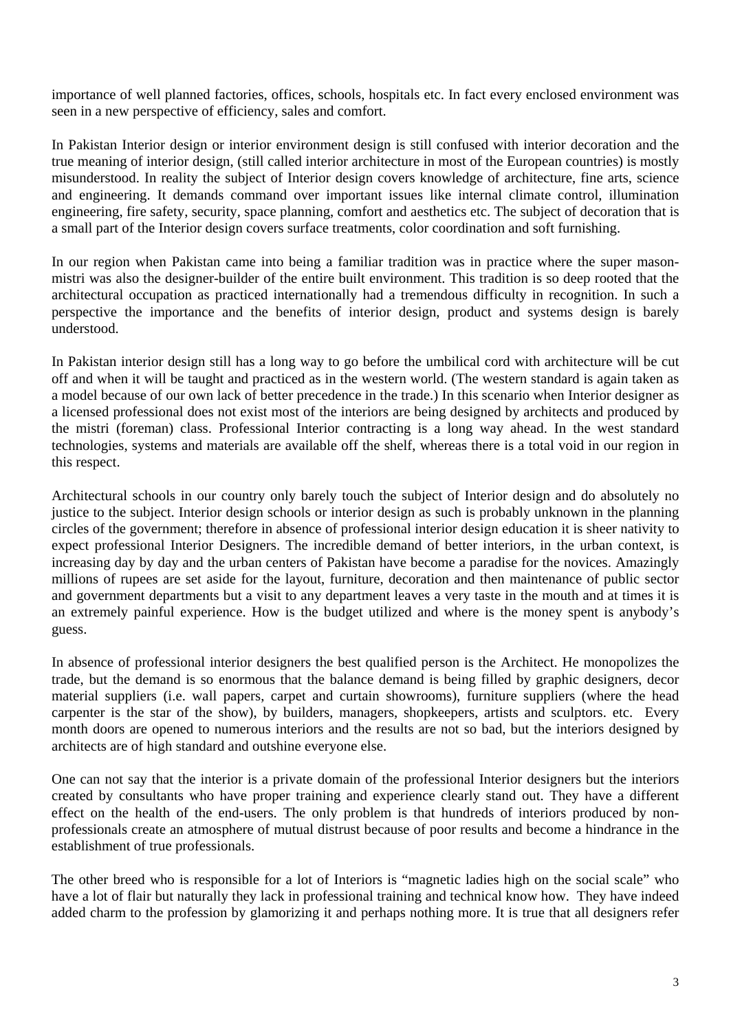importance of well planned factories, offices, schools, hospitals etc. In fact every enclosed environment was seen in a new perspective of efficiency, sales and comfort.

In Pakistan Interior design or interior environment design is still confused with interior decoration and the true meaning of interior design, (still called interior architecture in most of the European countries) is mostly misunderstood. In reality the subject of Interior design covers knowledge of architecture, fine arts, science and engineering. It demands command over important issues like internal climate control, illumination engineering, fire safety, security, space planning, comfort and aesthetics etc. The subject of decoration that is a small part of the Interior design covers surface treatments, color coordination and soft furnishing.

In our region when Pakistan came into being a familiar tradition was in practice where the super mason-mistri was also the designer-builder of the entire built environment. This tradition is so deep rooted that the architectural occupation as practiced internationally had a tremendous difficulty in recognition. In such a perspective the importance and the benefits of interior design, product and systems design is barely understood.

In Pakistan interior design still has a long way to go before the umbilical cord with architecture will be cut off and when it will be taught and practiced as in the western world. (The western standard is again taken as a model because of our own lack of better precedence in the trade.) In this scenario when Interior designer as a licensed professional does not exist most of the interiors are being designed by architects and produced by the mistri (foreman) class. Professional Interior contracting is a long way ahead. In the west standard technologies, systems and materials are available off the shelf, whereas there is a total void in our region in this respect.

Architectural schools in our country only barely touch the subject of Interior design and do absolutely no justice to the subject. Interior design schools or interior design as such is probably unknown in the planning circles of the government; therefore in absence of professional interior design education it is sheer nativity to expect professional Interior Designers. The incredible demand of better interiors, in the urban context, is increasing day by day and the urban centers of Pakistan have become a paradise for the novices. Amazingly millions of rupees are set aside for the layout, furniture, decoration and then maintenance of public sector and government departments but a visit to any department leaves a very taste in the mouth and at times it is an extremely painful experience. How is the budget utilized and where is the money spent is anybody's guess.

In absence of professional interior designers the best qualified person is the Architect. He monopolizes the trade, but the demand is so enormous that the balance demand is being filled by graphic designers, decor material suppliers (i.e. wall papers, carpet and curtain showrooms), furniture suppliers (where the head carpenter is the star of the show), by builders, managers, shopkeepers, artists and sculptors. etc. Every month doors are opened to numerous interiors and the results are not so bad, but the interiors designed by architects are of high standard and outshine everyone else.

One can not say that the interior is a private domain of the professional Interior designers but the interiors created by consultants who have proper training and experience clearly stand out. They have a different effect on the health of the end-users. The only problem is that hundreds of interiors produced by non-professionals create an atmosphere of mutual distrust because of poor results and become a hindrance in the establishment of true professionals.

The other breed who is responsible for a lot of Interiors is "magnetic ladies high on the social scale" who have a lot of flair but naturally they lack in professional training and technical know how. They have indeed added charm to the profession by glamorizing it and perhaps nothing more. It is true that all designers refer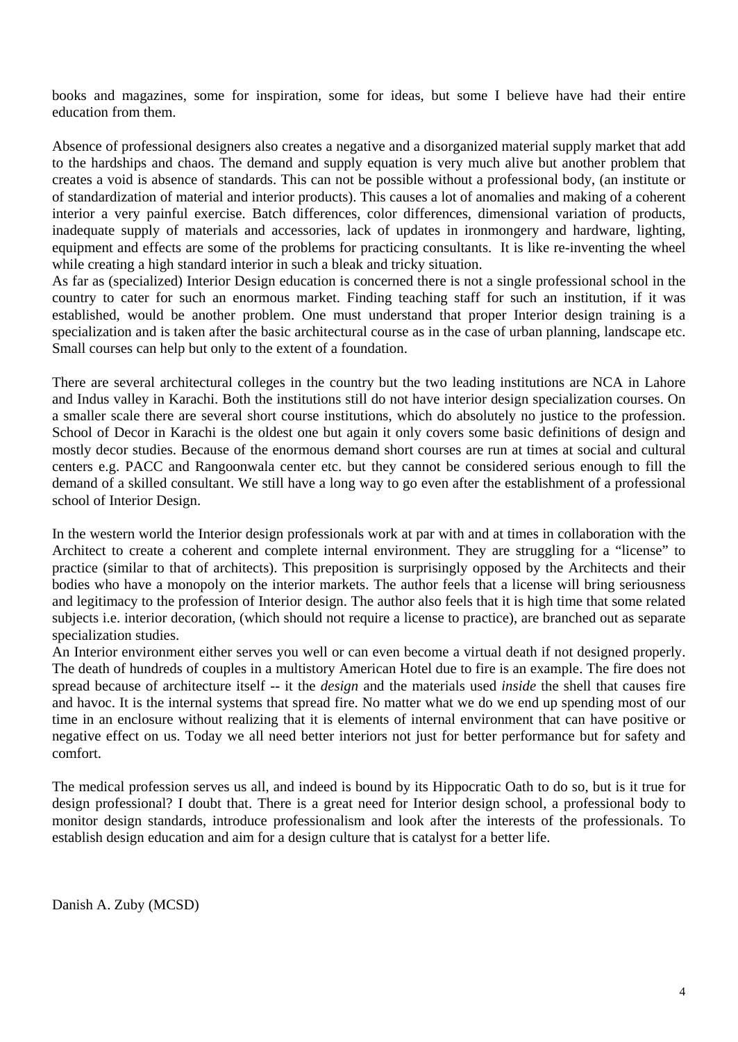books and magazines, some for inspiration, some for ideas, but some I believe have had their entire education from them.

Absence of professional designers also creates a negative and a disorganized material supply market that add to the hardships and chaos. The demand and supply equation is very much alive but another problem that creates a void is absence of standards. This can not be possible without a professional body, (an institute or of standardization of material and interior products). This causes a lot of anomalies and making of a coherent interior a very painful exercise. Batch differences, color differences, dimensional variation of products, inadequate supply of materials and accessories, lack of updates in ironmongery and hardware, lighting, equipment and effects are some of the problems for practicing consultants. It is like re-inventing the wheel while creating a high standard interior in such a bleak and tricky situation.

As far as (specialized) Interior Design education is concerned there is not a single professional school in the country to cater for such an enormous market. Finding teaching staff for such an institution, if it was established, would be another problem. One must understand that proper Interior design training is a specialization and is taken after the basic architectural course as in the case of urban planning, landscape etc. Small courses can help but only to the extent of a foundation.

There are several architectural colleges in the country but the two leading institutions are NCA in Lahore and Indus valley in Karachi. Both the institutions still do not have interior design specialization courses. On a smaller scale there are several short course institutions, which do absolutely no justice to the profession. School of Decor in Karachi is the oldest one but again it only covers some basic definitions of design and mostly decor studies. Because of the enormous demand short courses are run at times at social and cultural centers e.g. PACC and Rangoonwala center etc. but they cannot be considered serious enough to fill the demand of a skilled consultant. We still have a long way to go even after the establishment of a professional school of Interior Design.

In the western world the Interior design professionals work at par with and at times in collaboration with the Architect to create a coherent and complete internal environment. They are struggling for a "license" to practice (similar to that of architects). This preposition is surprisingly opposed by the Architects and their bodies who have a monopoly on the interior markets. The author feels that a license will bring seriousness and legitimacy to the profession of Interior design. The author also feels that it is high time that some related subjects i.e. interior decoration, (which should not require a license to practice), are branched out as separate specialization studies.

An Interior environment either serves you well or can even become a virtual death if not designed properly. The death of hundreds of couples in a multistory American Hotel due to fire is an example. The fire does not spread because of architecture itself -- it the *design* and the materials used *inside* the shell that causes fire and havoc. It is the internal systems that spread fire. No matter what we do we end up spending most of our time in an enclosure without realizing that it is elements of internal environment that can have positive or negative effect on us. Today we all need better interiors not just for better performance but for safety and comfort.

The medical profession serves us all, and indeed is bound by its Hippocratic Oath to do so, but is it true for design professional? I doubt that. There is a great need for Interior design school, a professional body to monitor design standards, introduce professionalism and look after the interests of the professionals. To establish design education and aim for a design culture that is catalyst for a better life.

Danish A. Zuby (MCSD)